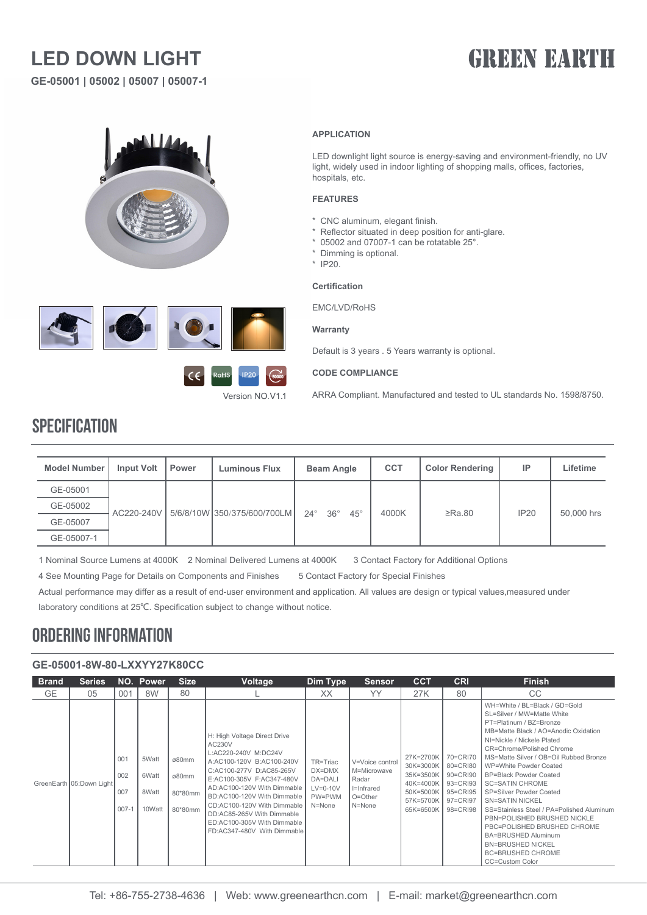# LED DOWN LIGHT

**GE-05001 | 05002 | 05007 | 05007-1**

GREEN EARTH

CE RoHS IP20 50000

Version NO.V1.1

### APPLICATION

LED downlight light source is energy-saving and environment-friendly, no UV light, widely used in indoor lighting of shopping malls, offices, factories, hospitals, etc.

### FEATURES

* CNC aluminum, elegant finish.
* Reflector situated in deep position for anti-glare.
* 05002 and 07007-1 can be rotatable 25°.
* Dimming is optional.
* IP20.

### Certification

EMC/LVD/RoHS

### Warranty

Default is 3 years . 5 Years warranty is optional.

### CODE COMPLIANCE

ARRA Compliant. Manufactured and tested to UL standards No. 1598/8750.

## SPECIFICATION

| Model Number | Input Volt | Power | Luminous Flux | Beam Angle | CCT | Color Rendering | IP | Lifetime |
|---|---|---|---|---|---|---|---|---|
| GE-05001 | AC220-240V | 5/6/8/10W | 350/375/600/700LM | 24° 36° 45° | 4000K | ≥Ra.80 | IP20 | 50,000 hrs |
| GE-05002 | | | | | | | | |
| GE-05007 | | | | | | | | |
| GE-05007-1 | | | | | | | | |

1 Nominal Source Lumens at 4000K  2 Nominal Delivered Lumens at 4000K  3 Contact Factory for Additional Options

4 See Mounting Page for Details on Components and Finishes  5 Contact Factory for Special Finishes

Actual performance may differ as a result of end-user environment and application. All values are design or typical values,measured under laboratory conditions at 25℃. Specification subject to change without notice.

## ORDERING INFORMATION

**GE-05001-8W-80-LXXYY27K80CC**

| Brand | Series | NO. | Power | Size | Voltage | Dim Type | Sensor | CCT | CRI | Finish |
|---|---|---|---|---|---|---|---|---|---|---|
| GE | 05 | 001 | 8W | 80 | L | XX | YY | 27K | 80 | CC |
| GreenEarth | 05:Down Light | 001<br>002<br>007<br>007-1 | 5Watt<br>6Watt<br>8Watt<br>10Watt | ø80mm<br>ø80mm<br>80*80mm<br>80*80mm | H: High Voltage Direct Drive AC230V<br>L:AC220-240V M:DC24V<br>A:AC100-120V B:AC100-240V<br>C:AC100-277V D:AC85-265V<br>E:AC100-305V F:AC347-480V<br>AD:AC100-120V With Dimmable<br>BD:AC100-120V With Dimmable<br>CD:AC100-120V With Dimmable<br>DD:AC85-265V With Dimmable<br>ED:AC100-305V With Dimmable<br>FD:AC347-480V With Dimmable | TR=Triac<br>DX=DMX<br>DA=DALI<br>LV=0-10V<br>PW=PWM<br>N=None | V=Voice control<br>M=Microwave Radar<br>I=Infrared<br>O=Other<br>N=None | 27K=2700K<br>30K=3000K<br>35K=3500K<br>40K=4000K<br>50K=5000K<br>57K=5700K<br>65K=6500K | 70=CRI70<br>80=CRI80<br>90=CRI90<br>93=CRI93<br>95=CRI95<br>97=CRI97<br>98=CRI98 | WH=White / BL=Black / GD=Gold<br>SL=Silver / MW=Matte White<br>PT=Platinum / BZ=Bronze<br>MB=Matte Black / AO=Anodic Oxidation<br>NI=Nickle / Nickele Plated<br>CR=Chrome/Polished Chrome<br>MS=Matte Silver / OB=Oil Rubbed Bronze<br>WP=White Powder Coated<br>BP=Black Powder Coated<br>SC=SATIN CHROME<br>SP=Silver Powder Coated<br>SN=SATIN NICKEL<br>SS=Stainless Steel / PA=Polished Aluminum<br>PBN=POLISHED BRUSHED NICKLE<br>PBC=POLISHED BRUSHED CHROME<br>BA=BRUSHED Aluminum<br>BN=BRUSHED NICKEL<br>BC=BRUSHED CHROME<br>CC=Custom Color |

Tel: +86-755-2738-4636 | Web: www.greenearthcn.com | E-mail: market@greenearthcn.com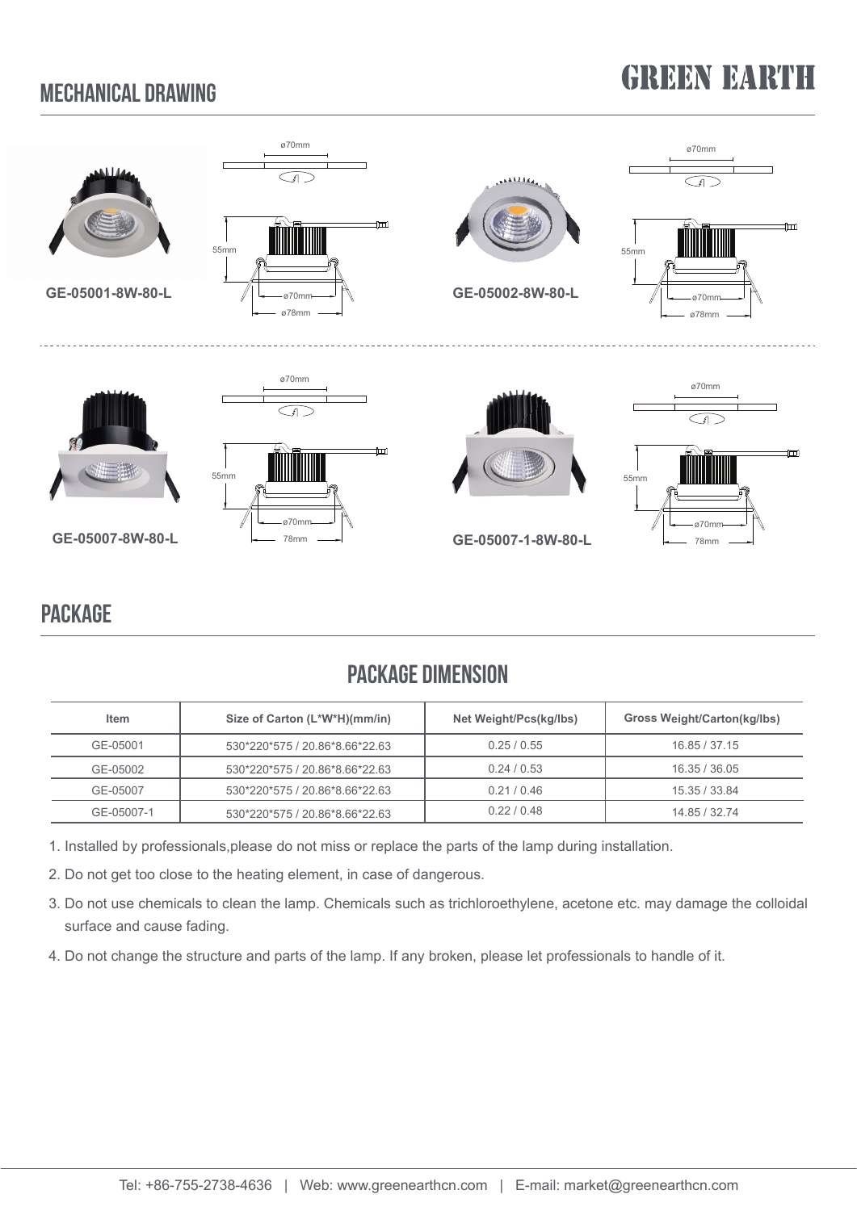# GREEN EARTH

## MECHANICAL DRAWING

ø70mm

55mm

ø70mm

ø78mm

**GE-05001-8W-80-L**

ø70mm

55mm

ø70mm

ø78mm

**GE-05002-8W-80-L**

ø70mm

55mm

ø70mm

78mm

**GE-05007-8W-80-L**

ø70mm

55mm

ø70mm

78mm

**GE-05007-1-8W-80-L**

## PACKAGE

### PACKAGE DIMENSION

| Item | Size of Carton (L*W*H)(mm/in) | Net Weight/Pcs(kg/lbs) | Gross Weight/Carton(kg/lbs) |
|---|---|---|---|
| GE-05001 | 530*220*575 / 20.86*8.66*22.63 | 0.25 / 0.55 | 16.85 / 37.15 |
| GE-05002 | 530*220*575 / 20.86*8.66*22.63 | 0.24 / 0.53 | 16.35 / 36.05 |
| GE-05007 | 530*220*575 / 20.86*8.66*22.63 | 0.21 / 0.46 | 15.35 / 33.84 |
| GE-05007-1 | 530*220*575 / 20.86*8.66*22.63 | 0.22 / 0.48 | 14.85 / 32.74 |

1. Installed by professionals,please do not miss or replace the parts of the lamp during installation.
2. Do not get too close to the heating element, in case of dangerous.
3. Do not use chemicals to clean the lamp. Chemicals such as trichloroethylene, acetone etc. may damage the colloidal surface and cause fading.
4. Do not change the structure and parts of the lamp. If any broken, please let professionals to handle of it.

Tel: +86-755-2738-4636 | Web: www.greenearthcn.com | E-mail: market@greenearthcn.com